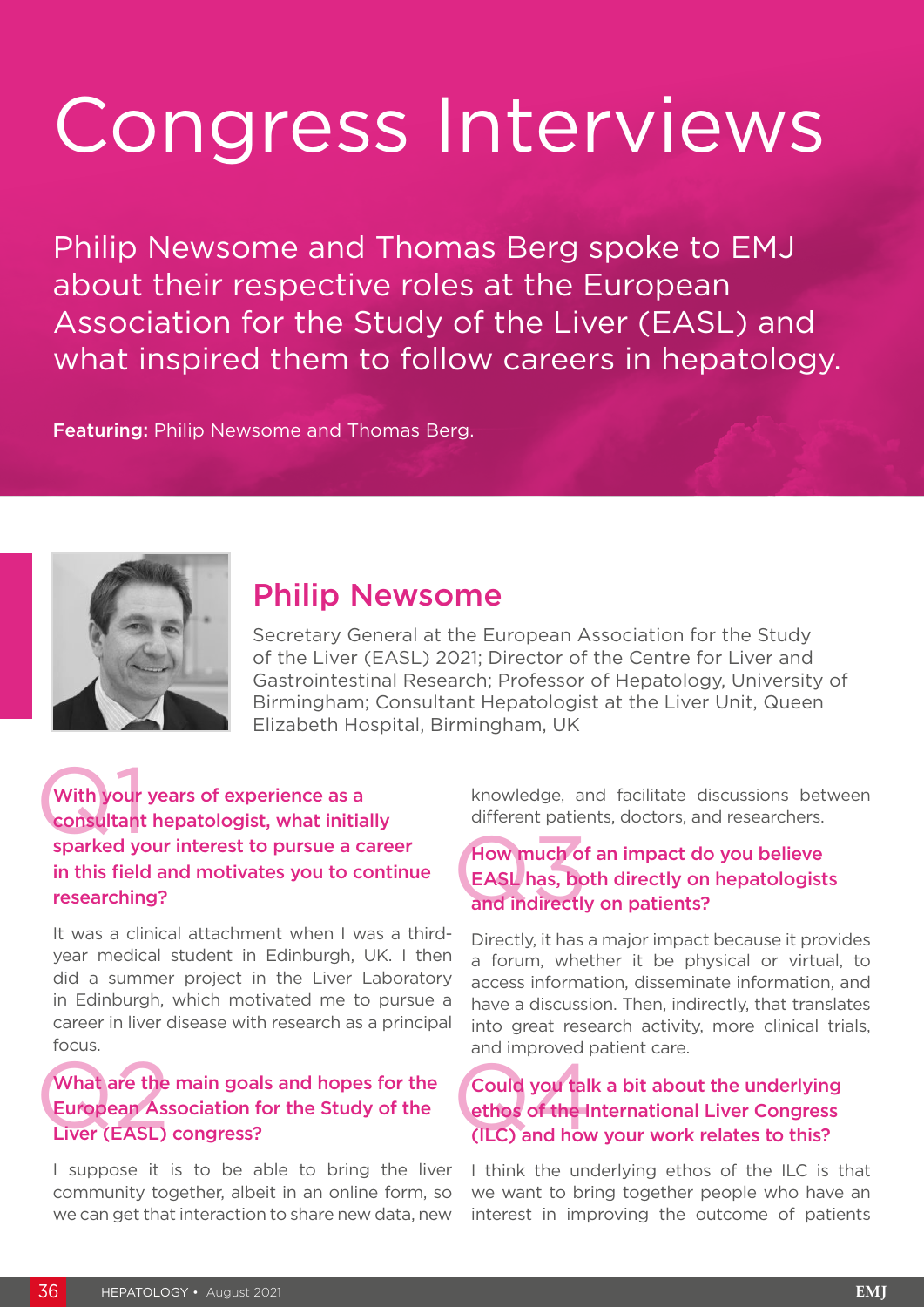# Congress Interviews

Philip Newsome and Thomas Berg spoke to EMJ about their respective roles at the European Association for the Study of the Liver (EASL) and what inspired them to follow careers in hepatology.

**Featuring:** Philip Newsome and Thomas Berg.

## Philip Newsome

Secretary General at the European Association for the Study of the Liver (EASL) 2021; Director of the Centre for Liver and Gastrointestinal Research; Professor of Hepatology, University of Birmingham; Consultant Hepatologist at the Liver Unit, Queen Elizabeth Hospital, Birmingham, UK

### Q1 With your years of experience as a consultant hepatologist, what initially sparked your interest to pursue a career in this field and motivates you to continue researching?

It was a clinical attachment when I was a third-year medical student in Edinburgh, UK. I then did a summer project in the Liver Laboratory in Edinburgh, which motivated me to pursue a career in liver disease with research as a principal focus.

### Q2 What are the main goals and hopes for the European Association for the Study of the Liver (EASL) congress?

I suppose it is to be able to bring the liver community together, albeit in an online form, so we can get that interaction to share new data, new knowledge, and facilitate discussions between different patients, doctors, and researchers.

### Q3 How much of an impact do you believe EASL has, both directly on hepatologists and indirectly on patients?

Directly, it has a major impact because it provides a forum, whether it be physical or virtual, to access information, disseminate information, and have a discussion. Then, indirectly, that translates into great research activity, more clinical trials, and improved patient care.

### Q4 Could you talk a bit about the underlying ethos of the International Liver Congress (ILC) and how your work relates to this?

I think the underlying ethos of the ILC is that we want to bring together people who have an interest in improving the outcome of patients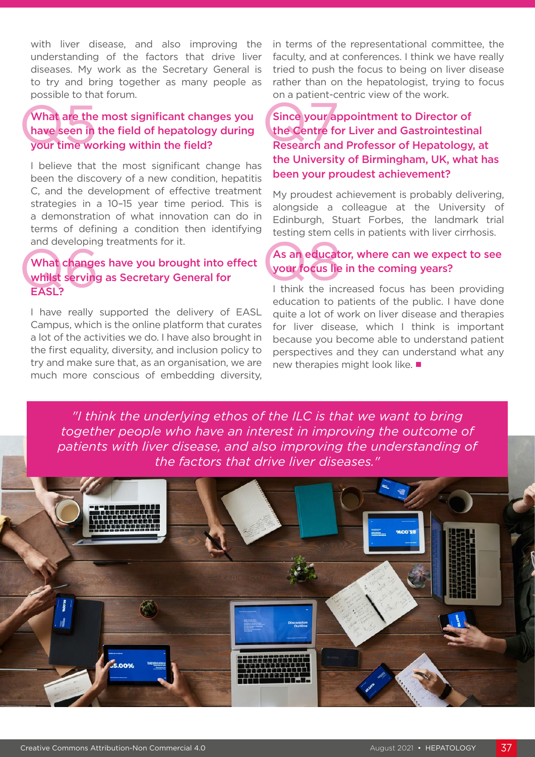with liver disease, and also improving the understanding of the factors that drive liver diseases. My work as the Secretary General is to try and bring together as many people as possible to that forum.

## Q5 What are the most significant changes you have seen in the field of hepatology during your time working within the field?

I believe that the most significant change has been the discovery of a new condition, hepatitis C, and the development of effective treatment strategies in a 10–15 year time period. This is a demonstration of what innovation can do in terms of defining a condition then identifying and developing treatments for it.

## Q6 What changes have you brought into effect whilst serving as Secretary General for EASL?

I have really supported the delivery of EASL Campus, which is the online platform that curates a lot of the activities we do. I have also brought in the first equality, diversity, and inclusion policy to try and make sure that, as an organisation, we are much more conscious of embedding diversity, in terms of the representational committee, the faculty, and at conferences. I think we have really tried to push the focus to being on liver disease rather than on the hepatologist, trying to focus on a patient-centric view of the work.

## Q7 Since your appointment to Director of the Centre for Liver and Gastrointestinal Research and Professor of Hepatology, at the University of Birmingham, UK, what has been your proudest achievement?

My proudest achievement is probably delivering, alongside a colleague at the University of Edinburgh, Stuart Forbes, the landmark trial testing stem cells in patients with liver cirrhosis.

## Q8 As an educator, where can we expect to see your focus lie in the coming years?

I think the increased focus has been providing education to patients of the public. I have done quite a lot of work on liver disease and therapies for liver disease, which I think is important because you become able to understand patient perspectives and they can understand what any new therapies might look like. ■

*"I think the underlying ethos of the ILC is that we want to bring together people who have an interest in improving the outcome of patients with liver disease, and also improving the understanding of the factors that drive liver diseases."*